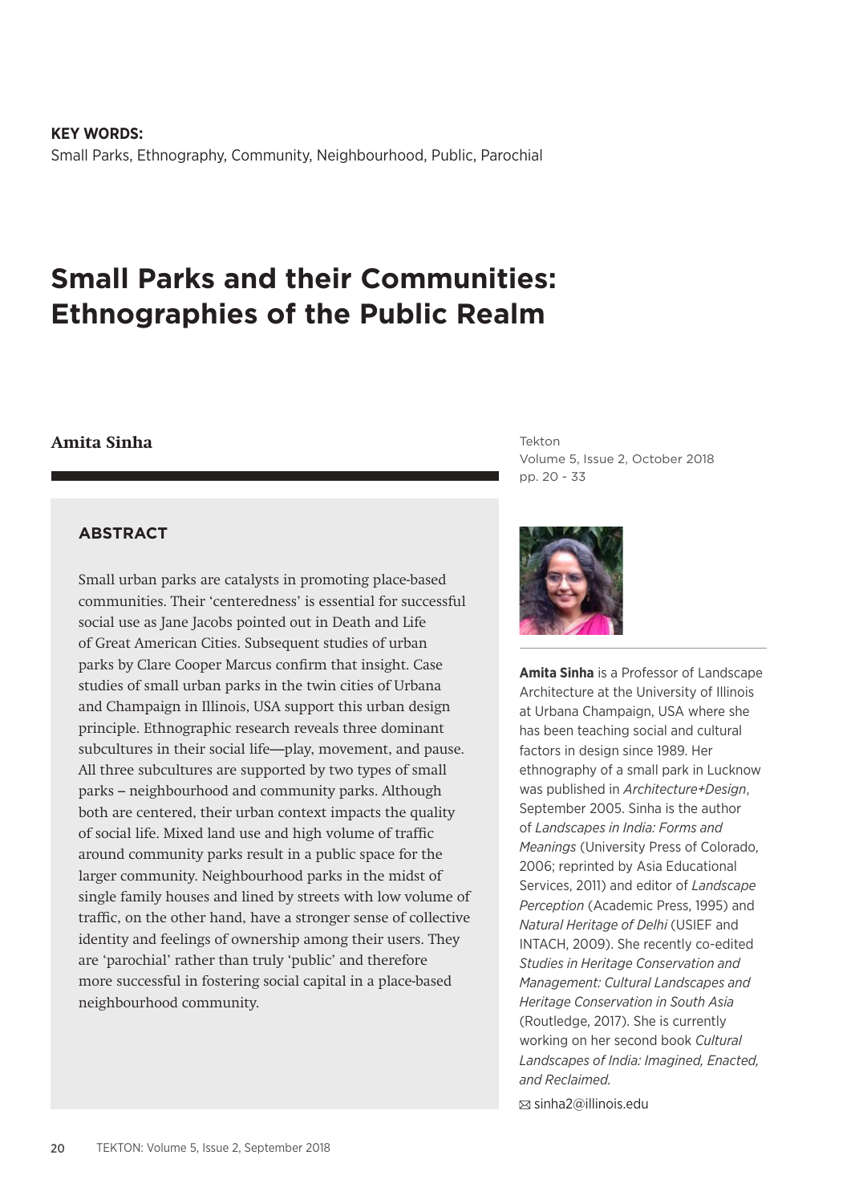**KEY WORDS:**
Small Parks, Ethnography, Community, Neighbourhood, Public, Parochial

# Small Parks and their Communities: Ethnographies of the Public Realm

**Amita Sinha**

Tekton
Volume 5, Issue 2, October 2018
pp. 20 - 33

## ABSTRACT

Small urban parks are catalysts in promoting place-based communities. Their 'centeredness' is essential for successful social use as Jane Jacobs pointed out in Death and Life of Great American Cities. Subsequent studies of urban parks by Clare Cooper Marcus confirm that insight. Case studies of small urban parks in the twin cities of Urbana and Champaign in Illinois, USA support this urban design principle. Ethnographic research reveals three dominant subcultures in their social life—play, movement, and pause. All three subcultures are supported by two types of small parks – neighbourhood and community parks. Although both are centered, their urban context impacts the quality of social life. Mixed land use and high volume of traffic around community parks result in a public space for the larger community. Neighbourhood parks in the midst of single family houses and lined by streets with low volume of traffic, on the other hand, have a stronger sense of collective identity and feelings of ownership among their users. They are 'parochial' rather than truly 'public' and therefore more successful in fostering social capital in a place-based neighbourhood community.

**Amita Sinha** is a Professor of Landscape Architecture at the University of Illinois at Urbana Champaign, USA where she has been teaching social and cultural factors in design since 1989. Her ethnography of a small park in Lucknow was published in *Architecture+Design*, September 2005. Sinha is the author of *Landscapes in India: Forms and Meanings* (University Press of Colorado, 2006; reprinted by Asia Educational Services, 2011) and editor of *Landscape Perception* (Academic Press, 1995) and *Natural Heritage of Delhi* (USIEF and INTACH, 2009). She recently co-edited *Studies in Heritage Conservation and Management: Cultural Landscapes and Heritage Conservation in South Asia* (Routledge, 2017). She is currently working on her second book *Cultural Landscapes of India: Imagined, Enacted, and Reclaimed.*

✉ sinha2@illinois.edu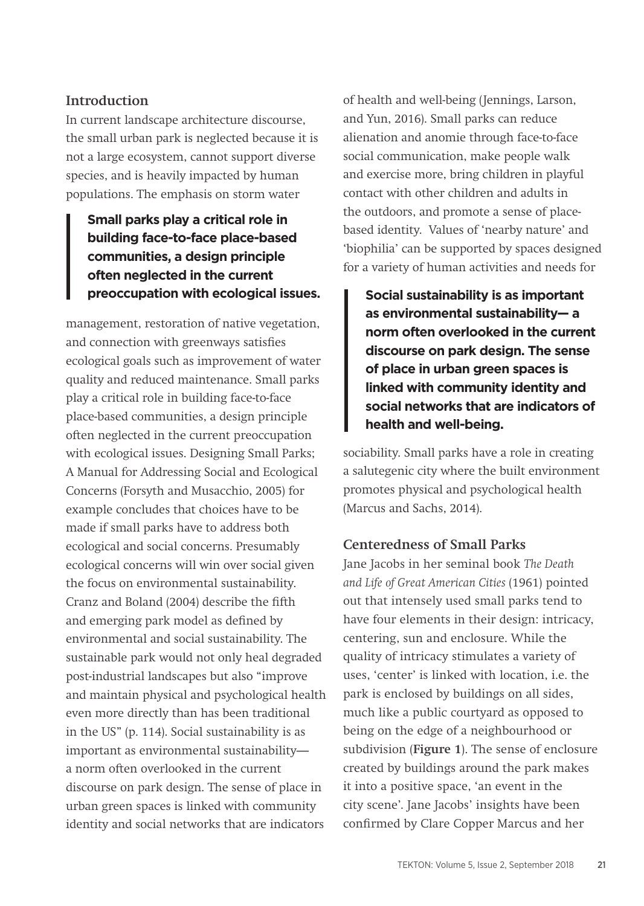## Introduction

In current landscape architecture discourse, the small urban park is neglected because it is not a large ecosystem, cannot support diverse species, and is heavily impacted by human populations. The emphasis on storm water

> **Small parks play a critical role in building face-to-face place-based communities, a design principle often neglected in the current preoccupation with ecological issues.**

management, restoration of native vegetation, and connection with greenways satisfies ecological goals such as improvement of water quality and reduced maintenance. Small parks play a critical role in building face-to-face place-based communities, a design principle often neglected in the current preoccupation with ecological issues. Designing Small Parks; A Manual for Addressing Social and Ecological Concerns (Forsyth and Musacchio, 2005) for example concludes that choices have to be made if small parks have to address both ecological and social concerns. Presumably ecological concerns will win over social given the focus on environmental sustainability. Cranz and Boland (2004) describe the fifth and emerging park model as defined by environmental and social sustainability. The sustainable park would not only heal degraded post-industrial landscapes but also "improve and maintain physical and psychological health even more directly than has been traditional in the US" (p. 114). Social sustainability is as important as environmental sustainability—a norm often overlooked in the current discourse on park design. The sense of place in urban green spaces is linked with community identity and social networks that are indicators of health and well-being (Jennings, Larson, and Yun, 2016). Small parks can reduce alienation and anomie through face-to-face social communication, make people walk and exercise more, bring children in playful contact with other children and adults in the outdoors, and promote a sense of place-based identity. Values of 'nearby nature' and 'biophilia' can be supported by spaces designed for a variety of human activities and needs for

> **Social sustainability is as important as environmental sustainability— a norm often overlooked in the current discourse on park design. The sense of place in urban green spaces is linked with community identity and social networks that are indicators of health and well-being.**

sociability. Small parks have a role in creating a salutegenic city where the built environment promotes physical and psychological health (Marcus and Sachs, 2014).

## Centeredness of Small Parks

Jane Jacobs in her seminal book *The Death and Life of Great American Cities* (1961) pointed out that intensely used small parks tend to have four elements in their design: intricacy, centering, sun and enclosure. While the quality of intricacy stimulates a variety of uses, 'center' is linked with location, i.e. the park is enclosed by buildings on all sides, much like a public courtyard as opposed to being on the edge of a neighbourhood or subdivision (**Figure 1**). The sense of enclosure created by buildings around the park makes it into a positive space, 'an event in the city scene'. Jane Jacobs' insights have been confirmed by Clare Copper Marcus and her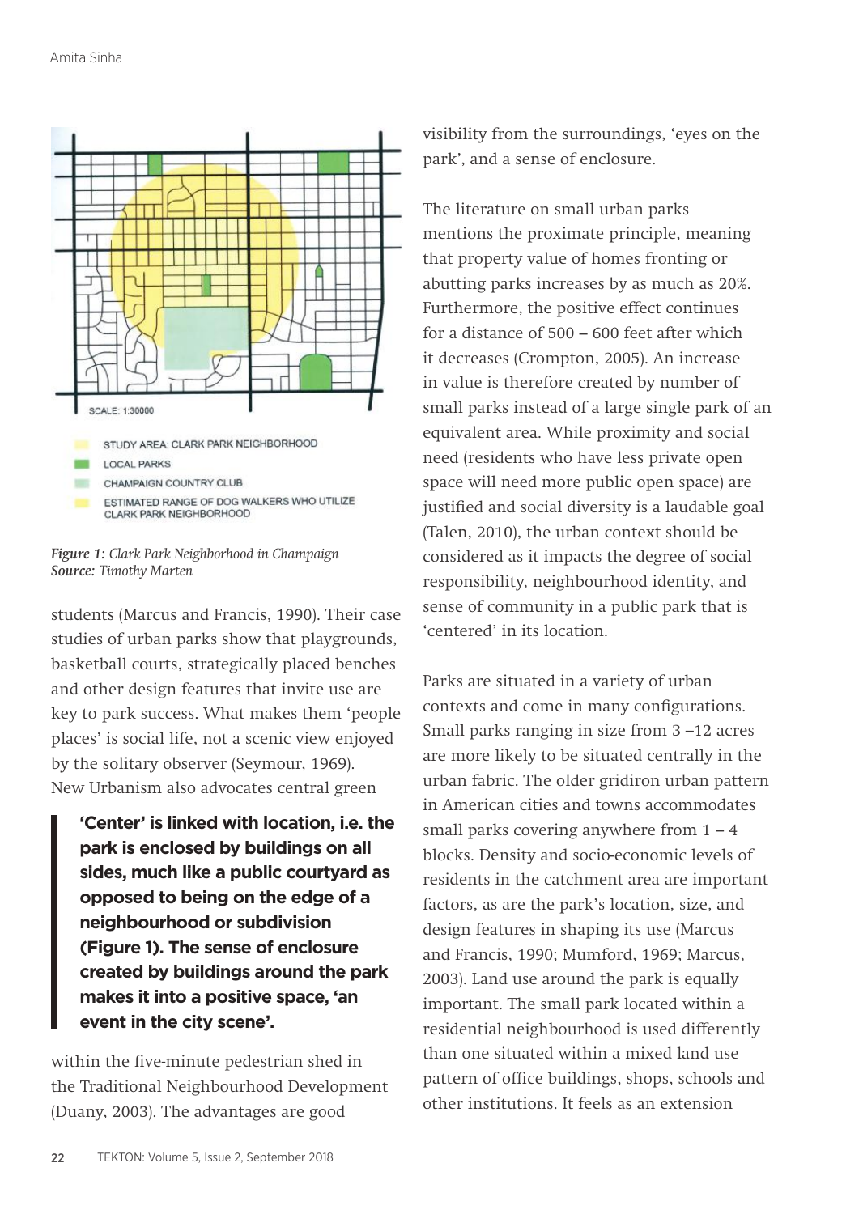SCALE: 1:30000

STUDY AREA: CLARK PARK NEIGHBORHOOD

LOCAL PARKS

CHAMPAIGN COUNTRY CLUB

ESTIMATED RANGE OF DOG WALKERS WHO UTILIZE CLARK PARK NEIGHBORHOOD

*Figure 1:* *Clark Park Neighborhood in Champaign*
**Source:** *Timothy Marten*

students (Marcus and Francis, 1990). Their case studies of urban parks show that playgrounds, basketball courts, strategically placed benches and other design features that invite use are key to park success. What makes them 'people places' is social life, not a scenic view enjoyed by the solitary observer (Seymour, 1969). New Urbanism also advocates central green within the five-minute pedestrian shed in the Traditional Neighbourhood Development (Duany, 2003). The advantages are good visibility from the surroundings, 'eyes on the park', and a sense of enclosure.

> **'Center' is linked with location, i.e. the park is enclosed by buildings on all sides, much like a public courtyard as opposed to being on the edge of a neighbourhood or subdivision (Figure 1). The sense of enclosure created by buildings around the park makes it into a positive space, 'an event in the city scene'.**

The literature on small urban parks mentions the proximate principle, meaning that property value of homes fronting or abutting parks increases by as much as 20%. Furthermore, the positive effect continues for a distance of 500 – 600 feet after which it decreases (Crompton, 2005). An increase in value is therefore created by number of small parks instead of a large single park of an equivalent area. While proximity and social need (residents who have less private open space will need more public open space) are justified and social diversity is a laudable goal (Talen, 2010), the urban context should be considered as it impacts the degree of social responsibility, neighbourhood identity, and sense of community in a public park that is 'centered' in its location.

Parks are situated in a variety of urban contexts and come in many configurations. Small parks ranging in size from 3 –12 acres are more likely to be situated centrally in the urban fabric. The older gridiron urban pattern in American cities and towns accommodates small parks covering anywhere from 1 – 4 blocks. Density and socio-economic levels of residents in the catchment area are important factors, as are the park's location, size, and design features in shaping its use (Marcus and Francis, 1990; Mumford, 1969; Marcus, 2003). Land use around the park is equally important. The small park located within a residential neighbourhood is used differently than one situated within a mixed land use pattern of office buildings, shops, schools and other institutions. It feels as an extension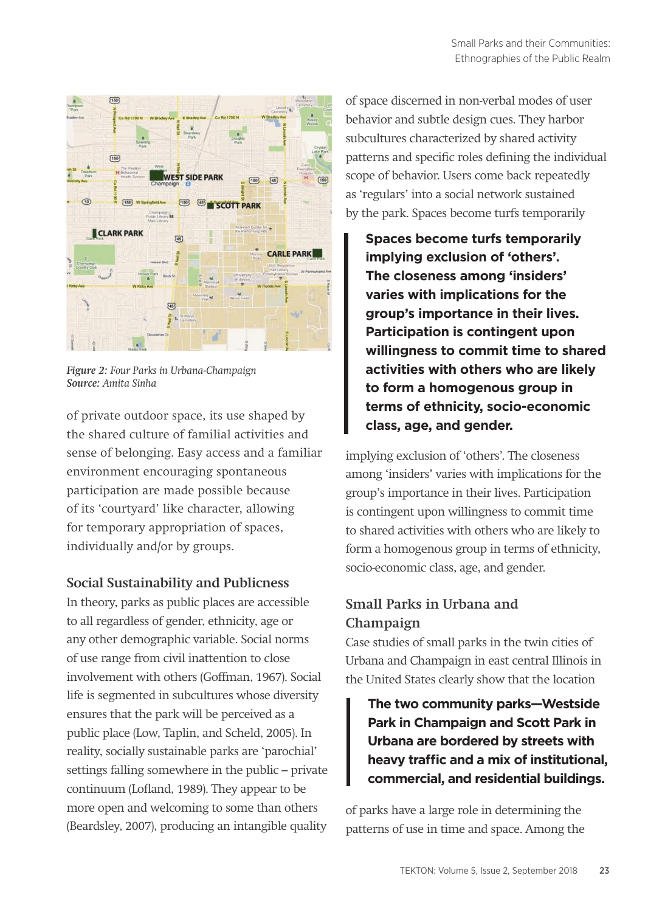*Figure 2: Four Parks in Urbana-Champaign*
*Source: Amita Sinha*

of private outdoor space, its use shaped by the shared culture of familial activities and sense of belonging. Easy access and a familiar environment encouraging spontaneous participation are made possible because of its 'courtyard' like character, allowing for temporary appropriation of spaces, individually and/or by groups.

### Social Sustainability and Publicness

In theory, parks as public places are accessible to all regardless of gender, ethnicity, age or any other demographic variable. Social norms of use range from civil inattention to close involvement with others (Goffman, 1967). Social life is segmented in subcultures whose diversity ensures that the park will be perceived as a public place (Low, Taplin, and Scheld, 2005). In reality, socially sustainable parks are 'parochial' settings falling somewhere in the public – private continuum (Lofland, 1989). They appear to be more open and welcoming to some than others (Beardsley, 2007), producing an intangible quality of space discerned in non-verbal modes of user behavior and subtle design cues. They harbor subcultures characterized by shared activity patterns and specific roles defining the individual scope of behavior. Users come back repeatedly as 'regulars' into a social network sustained by the park. Spaces become turfs temporarily implying exclusion of 'others'. The closeness among 'insiders' varies with implications for the group's importance in their lives. Participation is contingent upon willingness to commit time to shared activities with others who are likely to form a homogenous group in terms of ethnicity, socio-economic class, age, and gender.

> **Spaces become turfs temporarily implying exclusion of 'others'. The closeness among 'insiders' varies with implications for the group's importance in their lives. Participation is contingent upon willingness to commit time to shared activities with others who are likely to form a homogenous group in terms of ethnicity, socio-economic class, age, and gender.**

### Small Parks in Urbana and Champaign

Case studies of small parks in the twin cities of Urbana and Champaign in east central Illinois in the United States clearly show that the location of parks have a large role in determining the patterns of use in time and space. Among the

> **The two community parks—Westside Park in Champaign and Scott Park in Urbana are bordered by streets with heavy traffic and a mix of institutional, commercial, and residential buildings.**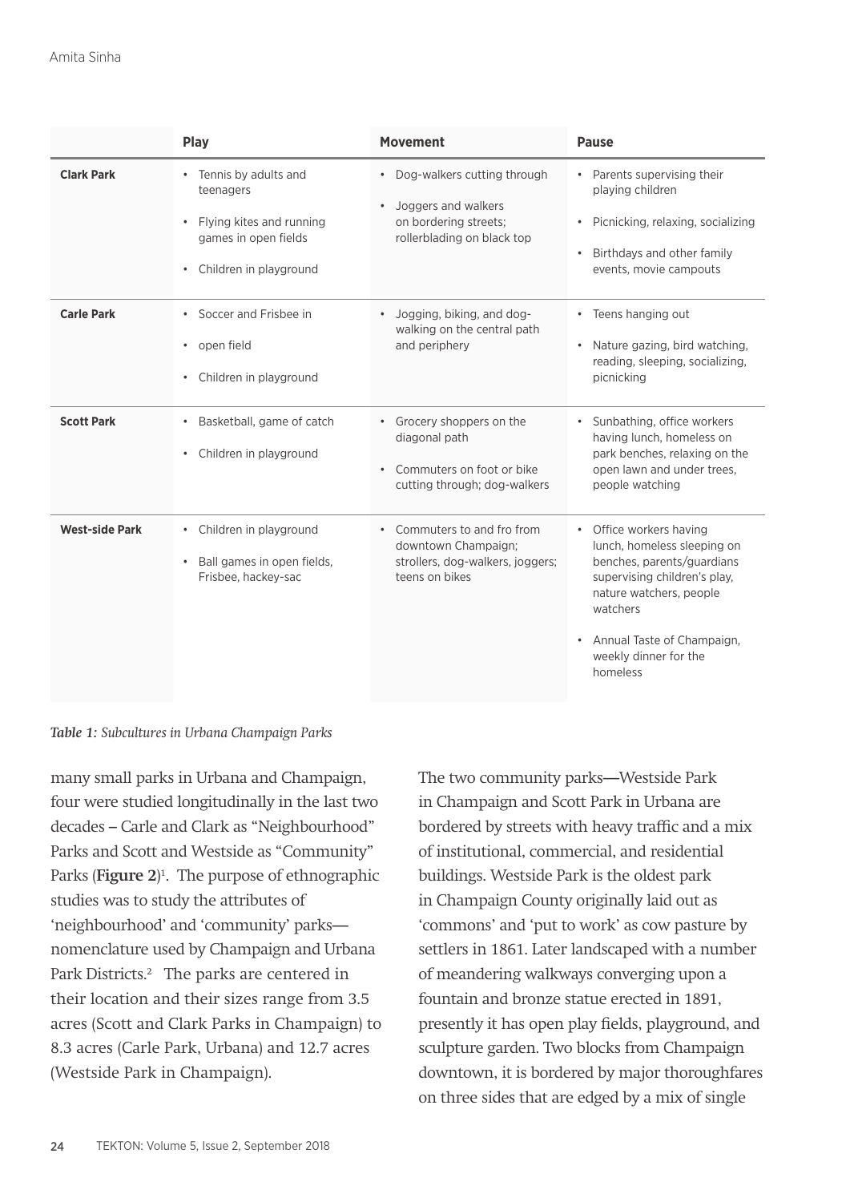| | Play | Movement | Pause |
|---|---|---|---|
| **Clark Park** | • Tennis by adults and teenagers<br>• Flying kites and running games in open fields<br>• Children in playground | • Dog-walkers cutting through<br>• Joggers and walkers on bordering streets; rollerblading on black top | • Parents supervising their playing children<br>• Picnicking, relaxing, socializing<br>• Birthdays and other family events, movie campouts |
| **Carle Park** | • Soccer and Frisbee in<br>• open field<br>• Children in playground | • Jogging, biking, and dog-walking on the central path and periphery | • Teens hanging out<br>• Nature gazing, bird watching, reading, sleeping, socializing, picnicking |
| **Scott Park** | • Basketball, game of catch<br>• Children in playground | • Grocery shoppers on the diagonal path<br>• Commuters on foot or bike cutting through; dog-walkers | • Sunbathing, office workers having lunch, homeless on park benches, relaxing on the open lawn and under trees, people watching |
| **West-side Park** | • Children in playground<br>• Ball games in open fields, Frisbee, hackey-sac | • Commuters to and fro from downtown Champaign; strollers, dog-walkers, joggers; teens on bikes | • Office workers having lunch, homeless sleeping on benches, parents/guardians supervising children's play, nature watchers, people watchers<br>• Annual Taste of Champaign, weekly dinner for the homeless |

***Table 1:*** *Subcultures in Urbana Champaign Parks*

many small parks in Urbana and Champaign, four were studied longitudinally in the last two decades – Carle and Clark as "Neighbourhood" Parks and Scott and Westside as "Community" Parks (**Figure 2**)[1]. The purpose of ethnographic studies was to study the attributes of 'neighbourhood' and 'community' parks—nomenclature used by Champaign and Urbana Park Districts.[2] The parks are centered in their location and their sizes range from 3.5 acres (Scott and Clark Parks in Champaign) to 8.3 acres (Carle Park, Urbana) and 12.7 acres (Westside Park in Champaign).

The two community parks—Westside Park in Champaign and Scott Park in Urbana are bordered by streets with heavy traffic and a mix of institutional, commercial, and residential buildings. Westside Park is the oldest park in Champaign County originally laid out as 'commons' and 'put to work' as cow pasture by settlers in 1861. Later landscaped with a number of meandering walkways converging upon a fountain and bronze statue erected in 1891, presently it has open play fields, playground, and sculpture garden. Two blocks from Champaign downtown, it is bordered by major thoroughfares on three sides that are edged by a mix of single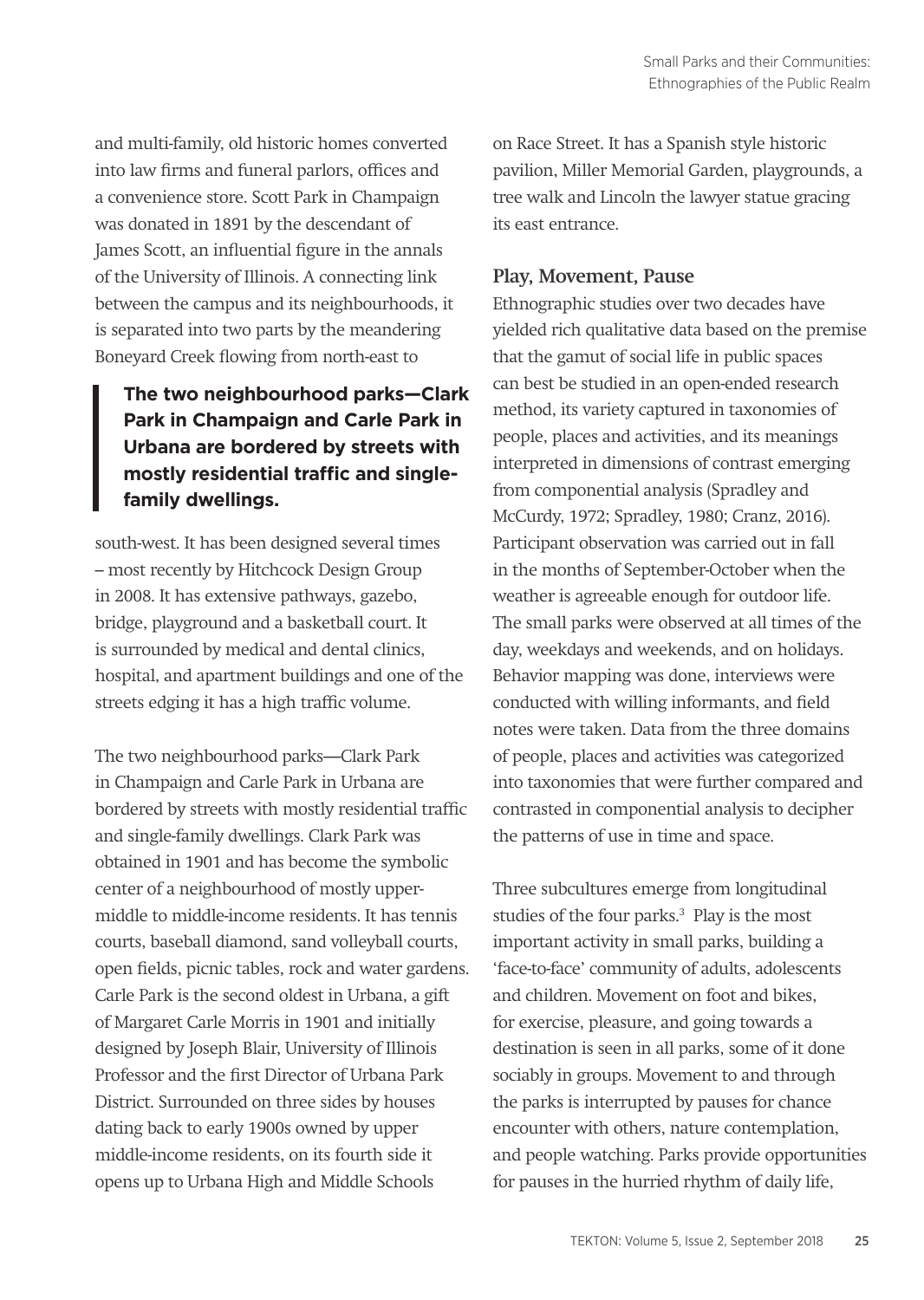and multi-family, old historic homes converted into law firms and funeral parlors, offices and a convenience store. Scott Park in Champaign was donated in 1891 by the descendant of James Scott, an influential figure in the annals of the University of Illinois. A connecting link between the campus and its neighbourhoods, it is separated into two parts by the meandering Boneyard Creek flowing from north-east to south-west. It has been designed several times – most recently by Hitchcock Design Group in 2008. It has extensive pathways, gazebo, bridge, playground and a basketball court. It is surrounded by medical and dental clinics, hospital, and apartment buildings and one of the streets edging it has a high traffic volume.

> **The two neighbourhood parks—Clark Park in Champaign and Carle Park in Urbana are bordered by streets with mostly residential traffic and single-family dwellings.**

The two neighbourhood parks—Clark Park in Champaign and Carle Park in Urbana are bordered by streets with mostly residential traffic and single-family dwellings. Clark Park was obtained in 1901 and has become the symbolic center of a neighbourhood of mostly upper-middle to middle-income residents. It has tennis courts, baseball diamond, sand volleyball courts, open fields, picnic tables, rock and water gardens. Carle Park is the second oldest in Urbana, a gift of Margaret Carle Morris in 1901 and initially designed by Joseph Blair, University of Illinois Professor and the first Director of Urbana Park District. Surrounded on three sides by houses dating back to early 1900s owned by upper middle-income residents, on its fourth side it opens up to Urbana High and Middle Schools on Race Street. It has a Spanish style historic pavilion, Miller Memorial Garden, playgrounds, a tree walk and Lincoln the lawyer statue gracing its east entrance.

## Play, Movement, Pause

Ethnographic studies over two decades have yielded rich qualitative data based on the premise that the gamut of social life in public spaces can best be studied in an open-ended research method, its variety captured in taxonomies of people, places and activities, and its meanings interpreted in dimensions of contrast emerging from componential analysis (Spradley and McCurdy, 1972; Spradley, 1980; Cranz, 2016). Participant observation was carried out in fall in the months of September-October when the weather is agreeable enough for outdoor life. The small parks were observed at all times of the day, weekdays and weekends, and on holidays. Behavior mapping was done, interviews were conducted with willing informants, and field notes were taken. Data from the three domains of people, places and activities was categorized into taxonomies that were further compared and contrasted in componential analysis to decipher the patterns of use in time and space.

Three subcultures emerge from longitudinal studies of the four parks.[3] Play is the most important activity in small parks, building a 'face-to-face' community of adults, adolescents and children. Movement on foot and bikes, for exercise, pleasure, and going towards a destination is seen in all parks, some of it done sociably in groups. Movement to and through the parks is interrupted by pauses for chance encounter with others, nature contemplation, and people watching. Parks provide opportunities for pauses in the hurried rhythm of daily life,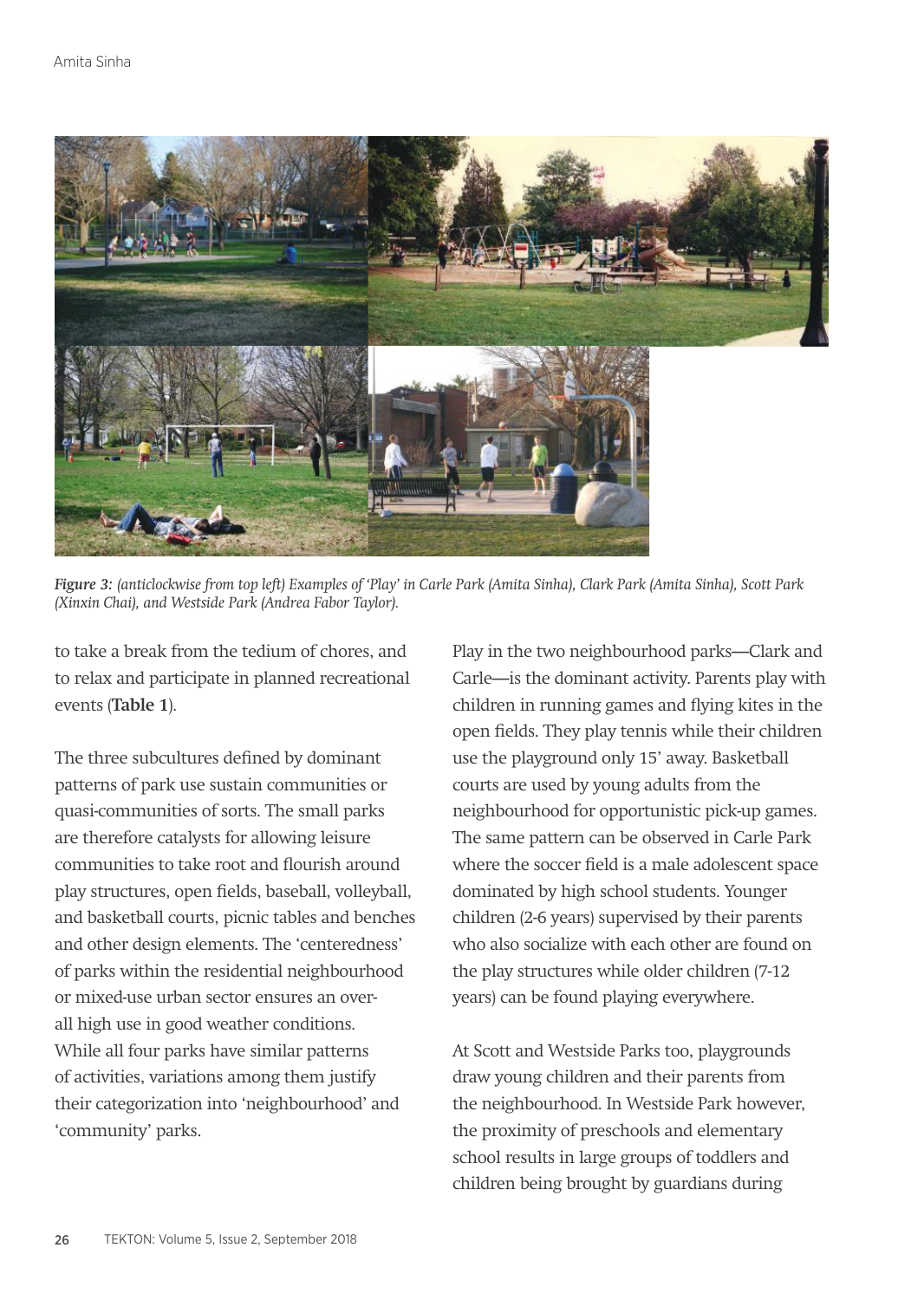*Figure 3: (anticlockwise from top left) Examples of 'Play' in Carle Park (Amita Sinha), Clark Park (Amita Sinha), Scott Park (Xinxin Chai), and Westside Park (Andrea Fabor Taylor).*

to take a break from the tedium of chores, and to relax and participate in planned recreational events (**Table 1**).

The three subcultures defined by dominant patterns of park use sustain communities or quasi-communities of sorts. The small parks are therefore catalysts for allowing leisure communities to take root and flourish around play structures, open fields, baseball, volleyball, and basketball courts, picnic tables and benches and other design elements. The 'centeredness' of parks within the residential neighbourhood or mixed-use urban sector ensures an over-all high use in good weather conditions. While all four parks have similar patterns of activities, variations among them justify their categorization into 'neighbourhood' and 'community' parks.

Play in the two neighbourhood parks—Clark and Carle—is the dominant activity. Parents play with children in running games and flying kites in the open fields. They play tennis while their children use the playground only 15' away. Basketball courts are used by young adults from the neighbourhood for opportunistic pick-up games. The same pattern can be observed in Carle Park where the soccer field is a male adolescent space dominated by high school students. Younger children (2-6 years) supervised by their parents who also socialize with each other are found on the play structures while older children (7-12 years) can be found playing everywhere.

At Scott and Westside Parks too, playgrounds draw young children and their parents from the neighbourhood. In Westside Park however, the proximity of preschools and elementary school results in large groups of toddlers and children being brought by guardians during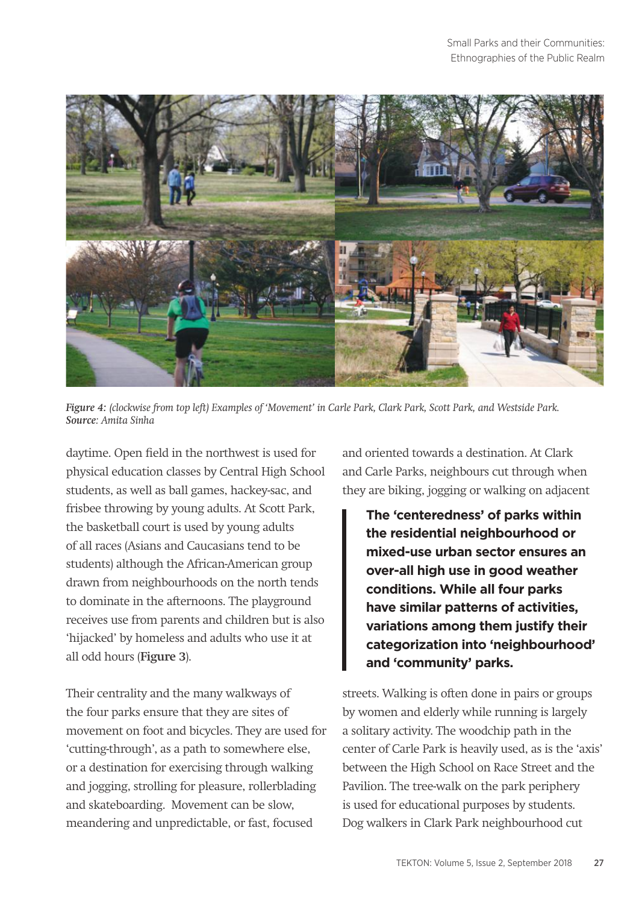*Figure 4: (clockwise from top left) Examples of 'Movement' in Carle Park, Clark Park, Scott Park, and Westside Park.*
***Source**: Amita Sinha*

daytime. Open field in the northwest is used for physical education classes by Central High School students, as well as ball games, hackey-sac, and frisbee throwing by young adults. At Scott Park, the basketball court is used by young adults of all races (Asians and Caucasians tend to be students) although the African-American group drawn from neighbourhoods on the north tends to dominate in the afternoons. The playground receives use from parents and children but is also 'hijacked' by homeless and adults who use it at all odd hours (**Figure 3**).

Their centrality and the many walkways of the four parks ensure that they are sites of movement on foot and bicycles. They are used for 'cutting-through', as a path to somewhere else, or a destination for exercising through walking and jogging, strolling for pleasure, rollerblading and skateboarding. Movement can be slow, meandering and unpredictable, or fast, focused and oriented towards a destination. At Clark and Carle Parks, neighbours cut through when they are biking, jogging or walking on adjacent streets. Walking is often done in pairs or groups by women and elderly while running is largely a solitary activity. The woodchip path in the center of Carle Park is heavily used, as is the 'axis' between the High School on Race Street and the Pavilion. The tree-walk on the park periphery is used for educational purposes by students. Dog walkers in Clark Park neighbourhood cut

> **The 'centeredness' of parks within the residential neighbourhood or mixed-use urban sector ensures an over-all high use in good weather conditions. While all four parks have similar patterns of activities, variations among them justify their categorization into 'neighbourhood' and 'community' parks.**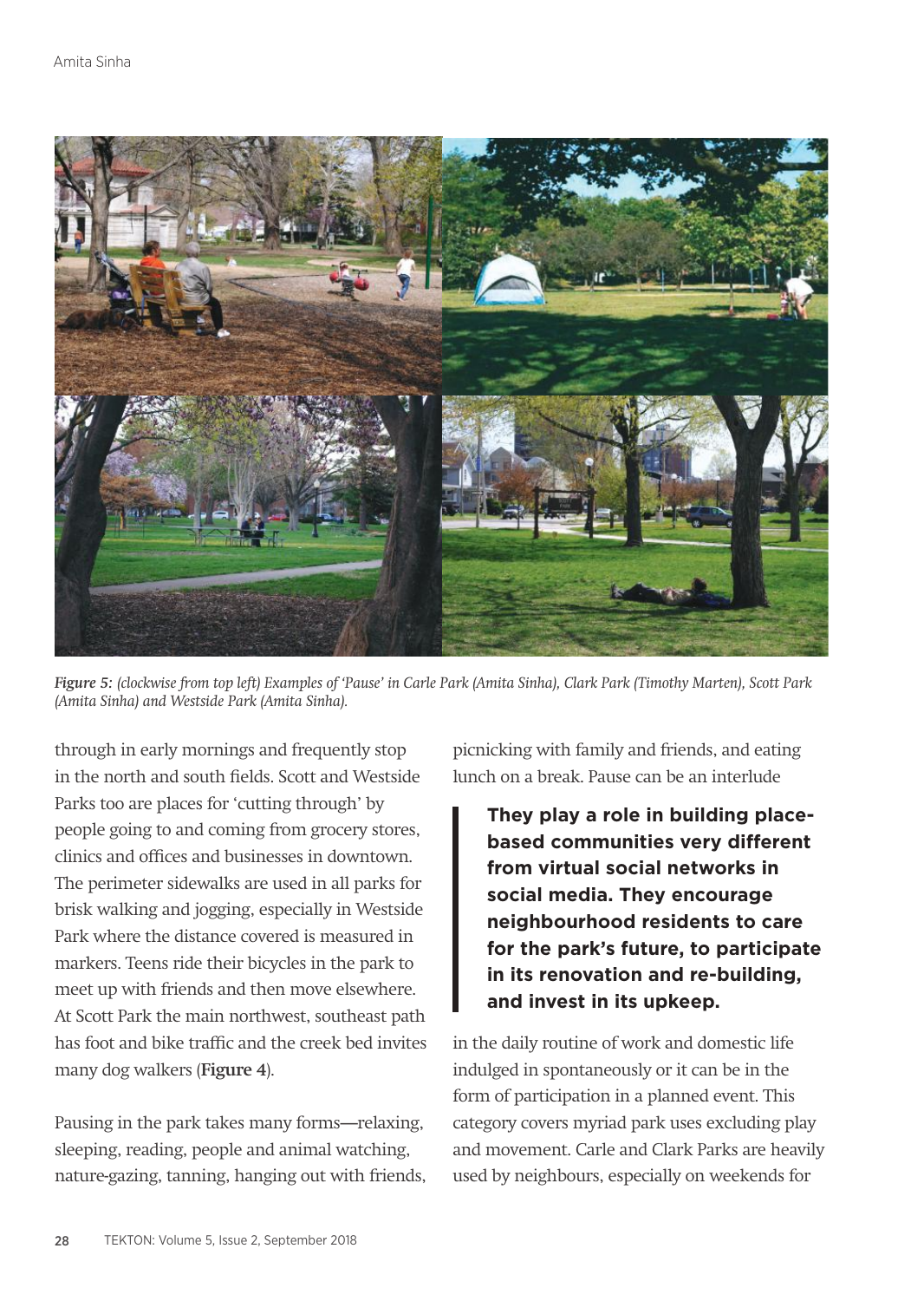*Figure 5: (clockwise from top left) Examples of 'Pause' in Carle Park (Amita Sinha), Clark Park (Timothy Marten), Scott Park (Amita Sinha) and Westside Park (Amita Sinha).*

through in early mornings and frequently stop in the north and south fields. Scott and Westside Parks too are places for 'cutting through' by people going to and coming from grocery stores, clinics and offices and businesses in downtown. The perimeter sidewalks are used in all parks for brisk walking and jogging, especially in Westside Park where the distance covered is measured in markers. Teens ride their bicycles in the park to meet up with friends and then move elsewhere. At Scott Park the main northwest, southeast path has foot and bike traffic and the creek bed invites many dog walkers (**Figure 4**).

Pausing in the park takes many forms—relaxing, sleeping, reading, people and animal watching, nature-gazing, tanning, hanging out with friends, picnicking with family and friends, and eating lunch on a break. Pause can be an interlude in the daily routine of work and domestic life indulged in spontaneously or it can be in the form of participation in a planned event. This category covers myriad park uses excluding play and movement. Carle and Clark Parks are heavily used by neighbours, especially on weekends for

> **They play a role in building place-based communities very different from virtual social networks in social media. They encourage neighbourhood residents to care for the park's future, to participate in its renovation and re-building, and invest in its upkeep.**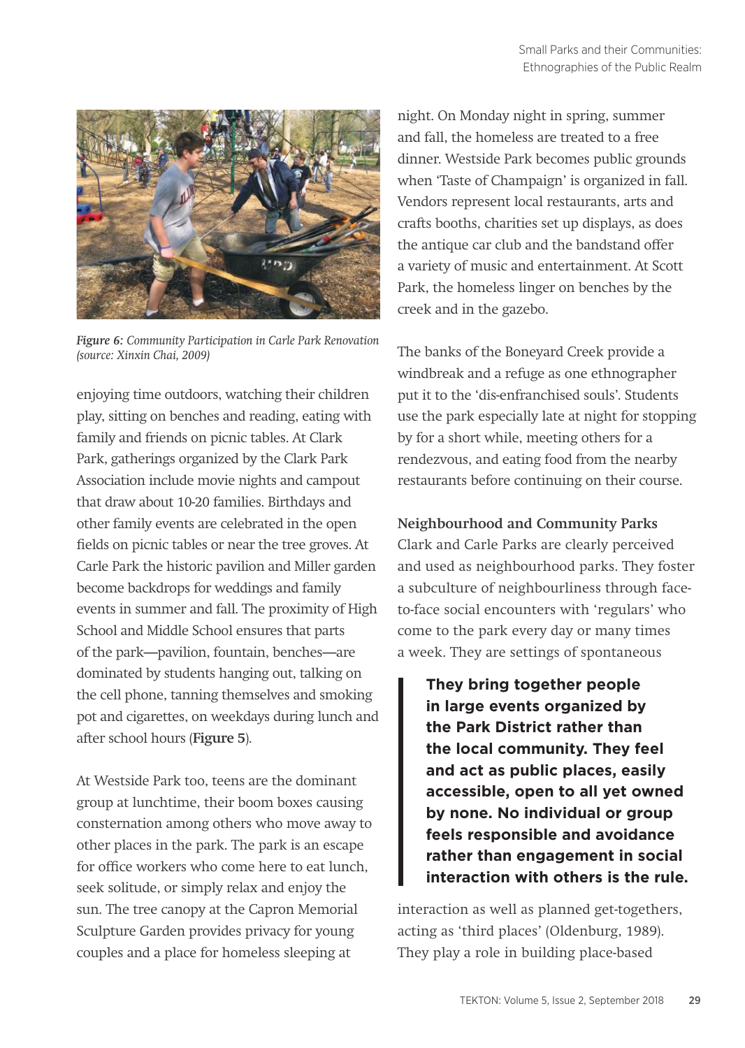*Figure 6: Community Participation in Carle Park Renovation (source: Xinxin Chai, 2009)*

enjoying time outdoors, watching their children play, sitting on benches and reading, eating with family and friends on picnic tables. At Clark Park, gatherings organized by the Clark Park Association include movie nights and campout that draw about 10-20 families. Birthdays and other family events are celebrated in the open fields on picnic tables or near the tree groves. At Carle Park the historic pavilion and Miller garden become backdrops for weddings and family events in summer and fall. The proximity of High School and Middle School ensures that parts of the park—pavilion, fountain, benches—are dominated by students hanging out, talking on the cell phone, tanning themselves and smoking pot and cigarettes, on weekdays during lunch and after school hours (**Figure 5**).

At Westside Park too, teens are the dominant group at lunchtime, their boom boxes causing consternation among others who move away to other places in the park. The park is an escape for office workers who come here to eat lunch, seek solitude, or simply relax and enjoy the sun. The tree canopy at the Capron Memorial Sculpture Garden provides privacy for young couples and a place for homeless sleeping at night. On Monday night in spring, summer and fall, the homeless are treated to a free dinner. Westside Park becomes public grounds when 'Taste of Champaign' is organized in fall. Vendors represent local restaurants, arts and crafts booths, charities set up displays, as does the antique car club and the bandstand offer a variety of music and entertainment. At Scott Park, the homeless linger on benches by the creek and in the gazebo.

The banks of the Boneyard Creek provide a windbreak and a refuge as one ethnographer put it to the 'dis-enfranchised souls'. Students use the park especially late at night for stopping by for a short while, meeting others for a rendezvous, and eating food from the nearby restaurants before continuing on their course.

**Neighbourhood and Community Parks**

Clark and Carle Parks are clearly perceived and used as neighbourhood parks. They foster a subculture of neighbourliness through face-to-face social encounters with 'regulars' who come to the park every day or many times a week. They are settings of spontaneous interaction as well as planned get-togethers, acting as 'third places' (Oldenburg, 1989). They play a role in building place-based

> **They bring together people in large events organized by the Park District rather than the local community. They feel and act as public places, easily accessible, open to all yet owned by none. No individual or group feels responsible and avoidance rather than engagement in social interaction with others is the rule.**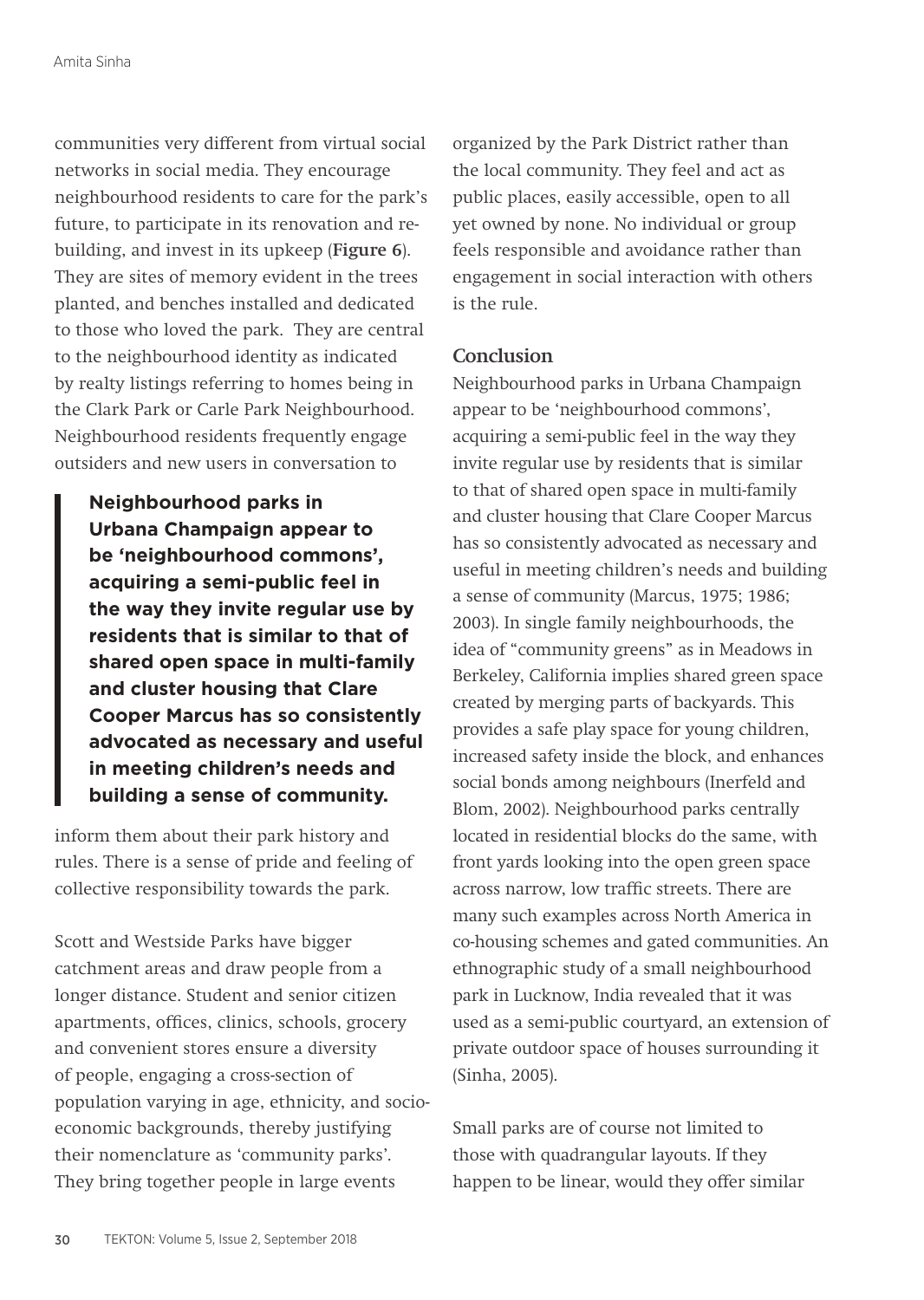communities very different from virtual social networks in social media. They encourage neighbourhood residents to care for the park's future, to participate in its renovation and re-building, and invest in its upkeep (**Figure 6**). They are sites of memory evident in the trees planted, and benches installed and dedicated to those who loved the park. They are central to the neighbourhood identity as indicated by realty listings referring to homes being in the Clark Park or Carle Park Neighbourhood. Neighbourhood residents frequently engage outsiders and new users in conversation to inform them about their park history and rules. There is a sense of pride and feeling of collective responsibility towards the park.

> **Neighbourhood parks in Urbana Champaign appear to be 'neighbourhood commons', acquiring a semi-public feel in the way they invite regular use by residents that is similar to that of shared open space in multi-family and cluster housing that Clare Cooper Marcus has so consistently advocated as necessary and useful in meeting children's needs and building a sense of community.**

Scott and Westside Parks have bigger catchment areas and draw people from a longer distance. Student and senior citizen apartments, offices, clinics, schools, grocery and convenient stores ensure a diversity of people, engaging a cross-section of population varying in age, ethnicity, and socio-economic backgrounds, thereby justifying their nomenclature as 'community parks'. They bring together people in large events organized by the Park District rather than the local community. They feel and act as public places, easily accessible, open to all yet owned by none. No individual or group feels responsible and avoidance rather than engagement in social interaction with others is the rule.

## Conclusion

Neighbourhood parks in Urbana Champaign appear to be 'neighbourhood commons', acquiring a semi-public feel in the way they invite regular use by residents that is similar to that of shared open space in multi-family and cluster housing that Clare Cooper Marcus has so consistently advocated as necessary and useful in meeting children's needs and building a sense of community (Marcus, 1975; 1986; 2003). In single family neighbourhoods, the idea of "community greens" as in Meadows in Berkeley, California implies shared green space created by merging parts of backyards. This provides a safe play space for young children, increased safety inside the block, and enhances social bonds among neighbours (Inerfeld and Blom, 2002). Neighbourhood parks centrally located in residential blocks do the same, with front yards looking into the open green space across narrow, low traffic streets. There are many such examples across North America in co-housing schemes and gated communities. An ethnographic study of a small neighbourhood park in Lucknow, India revealed that it was used as a semi-public courtyard, an extension of private outdoor space of houses surrounding it (Sinha, 2005).

Small parks are of course not limited to those with quadrangular layouts. If they happen to be linear, would they offer similar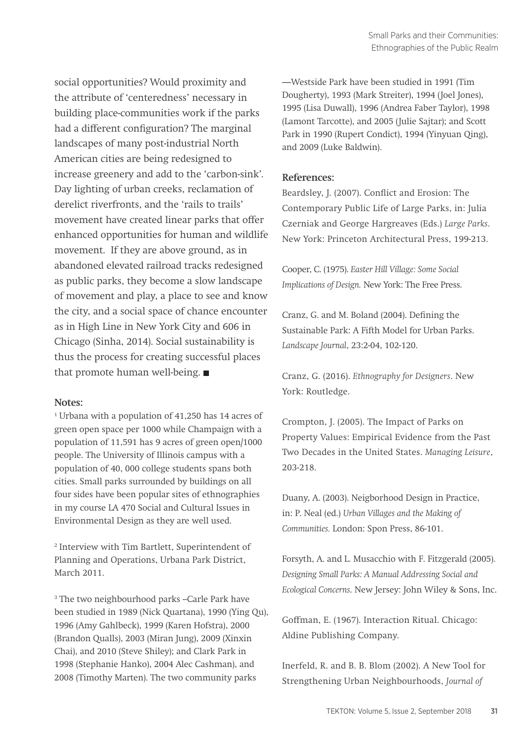social opportunities? Would proximity and the attribute of 'centeredness' necessary in building place-communities work if the parks had a different configuration? The marginal landscapes of many post-industrial North American cities are being redesigned to increase greenery and add to the 'carbon-sink'. Day lighting of urban creeks, reclamation of derelict riverfronts, and the 'rails to trails' movement have created linear parks that offer enhanced opportunities for human and wildlife movement. If they are above ground, as in abandoned elevated railroad tracks redesigned as public parks, they become a slow landscape of movement and play, a place to see and know the city, and a social space of chance encounter as in High Line in New York City and 606 in Chicago (Sinha, 2014). Social sustainability is thus the process for creating successful places that promote human well-being. ■

### Notes:

[1] Urbana with a population of 41,250 has 14 acres of green open space per 1000 while Champaign with a population of 11,591 has 9 acres of green open/1000 people. The University of Illinois campus with a population of 40, 000 college students spans both cities. Small parks surrounded by buildings on all four sides have been popular sites of ethnographies in my course LA 470 Social and Cultural Issues in Environmental Design as they are well used.

[2] Interview with Tim Bartlett, Superintendent of Planning and Operations, Urbana Park District, March 2011.

[3] The two neighbourhood parks --Carle Park have been studied in 1989 (Nick Quartana), 1990 (Ying Qu), 1996 (Amy Gahlbeck), 1999 (Karen Hofstra), 2000 (Brandon Qualls), 2003 (Miran Jung), 2009 (Xinxin Chai), and 2010 (Steve Shiley); and Clark Park in 1998 (Stephanie Hanko), 2004 Alec Cashman), and 2008 (Timothy Marten). The two community parks —Westside Park have been studied in 1991 (Tim Dougherty), 1993 (Mark Streiter), 1994 (Joel Jones), 1995 (Lisa Duwall), 1996 (Andrea Faber Taylor), 1998 (Lamont Tarcotte), and 2005 (Julie Sajtar); and Scott Park in 1990 (Rupert Condict), 1994 (Yinyuan Qing), and 2009 (Luke Baldwin).

### References:

Beardsley, J. (2007). Conflict and Erosion: The Contemporary Public Life of Large Parks, in: Julia Czerniak and George Hargreaves (Eds.) *Large Parks*. New York: Princeton Architectural Press, 199-213.

Cooper, C. (1975). *Easter Hill Village: Some Social Implications of Design.* New York: The Free Press.

Cranz, G. and M. Boland (2004). Defining the Sustainable Park: A Fifth Model for Urban Parks. *Landscape Journal*, 23:2-04, 102-120.

Cranz, G. (2016). *Ethnography for Designers*. New York: Routledge.

Crompton, J. (2005). The Impact of Parks on Property Values: Empirical Evidence from the Past Two Decades in the United States. *Managing Leisure*, 203-218.

Duany, A. (2003). Neigborhood Design in Practice, in: P. Neal (ed.) *Urban Villages and the Making of Communities.* London: Spon Press, 86-101.

Forsyth, A. and L. Musacchio with F. Fitzgerald (2005). *Designing Small Parks: A Manual Addressing Social and Ecological Concerns*. New Jersey: John Wiley & Sons, Inc.

Goffman, E. (1967). Interaction Ritual. Chicago: Aldine Publishing Company.

Inerfeld, R. and B. B. Blom (2002). A New Tool for Strengthening Urban Neighbourhoods, *Journal of*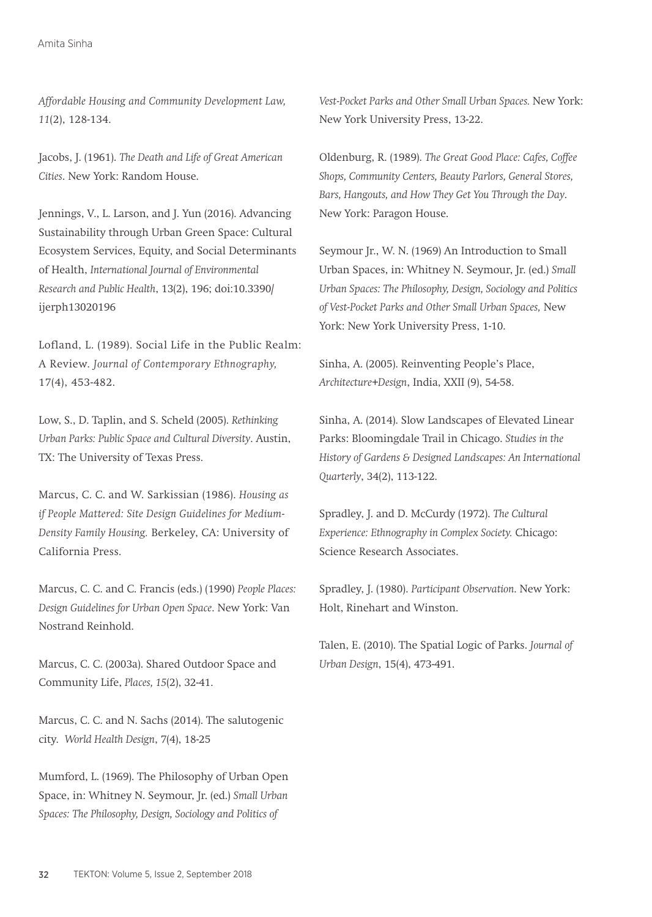*Affordable Housing and Community Development Law, 11*(2), 128-134.

Jacobs, J. (1961). *The Death and Life of Great American Cities*. New York: Random House.

Jennings, V., L. Larson, and J. Yun (2016). Advancing Sustainability through Urban Green Space: Cultural Ecosystem Services, Equity, and Social Determinants of Health, *International Journal of Environmental Research and Public Health*, 13(2), 196; doi:10.3390/ijerph13020196

Lofland, L. (1989). Social Life in the Public Realm: A Review. *Journal of Contemporary Ethnography,* 17(4), 453-482.

Low, S., D. Taplin, and S. Scheld (2005). *Rethinking Urban Parks: Public Space and Cultural Diversity*. Austin, TX: The University of Texas Press.

Marcus, C. C. and W. Sarkissian (1986). *Housing as if People Mattered: Site Design Guidelines for Medium-Density Family Housing.* Berkeley, CA: University of California Press.

Marcus, C. C. and C. Francis (eds.) (1990) *People Places: Design Guidelines for Urban Open Space*. New York: Van Nostrand Reinhold.

Marcus, C. C. (2003a). Shared Outdoor Space and Community Life, *Places, 15*(2), 32-41.

Marcus, C. C. and N. Sachs (2014). The salutogenic city. *World Health Design*, 7(4), 18-25

Mumford, L. (1969). The Philosophy of Urban Open Space, in: Whitney N. Seymour, Jr. (ed.) *Small Urban Spaces: The Philosophy, Design, Sociology and Politics of Vest-Pocket Parks and Other Small Urban Spaces.* New York: New York University Press, 13-22.

Oldenburg, R. (1989). *The Great Good Place: Cafes, Coffee Shops, Community Centers, Beauty Parlors, General Stores, Bars, Hangouts, and How They Get You Through the Day*. New York: Paragon House.

Seymour Jr., W. N. (1969) An Introduction to Small Urban Spaces, in: Whitney N. Seymour, Jr. (ed.) *Small Urban Spaces: The Philosophy, Design, Sociology and Politics of Vest-Pocket Parks and Other Small Urban Spaces,* New York: New York University Press, 1-10.

Sinha, A. (2005). Reinventing People's Place, *Architecture+Design*, India, XXII (9), 54-58.

Sinha, A. (2014). Slow Landscapes of Elevated Linear Parks: Bloomingdale Trail in Chicago. *Studies in the History of Gardens & Designed Landscapes: An International Quarterly*, 34(2), 113-122.

Spradley, J. and D. McCurdy (1972). *The Cultural Experience: Ethnography in Complex Society.* Chicago: Science Research Associates.

Spradley, J. (1980). *Participant Observation*. New York: Holt, Rinehart and Winston.

Talen, E. (2010). The Spatial Logic of Parks. *Journal of Urban Design*, 15(4), 473-491.